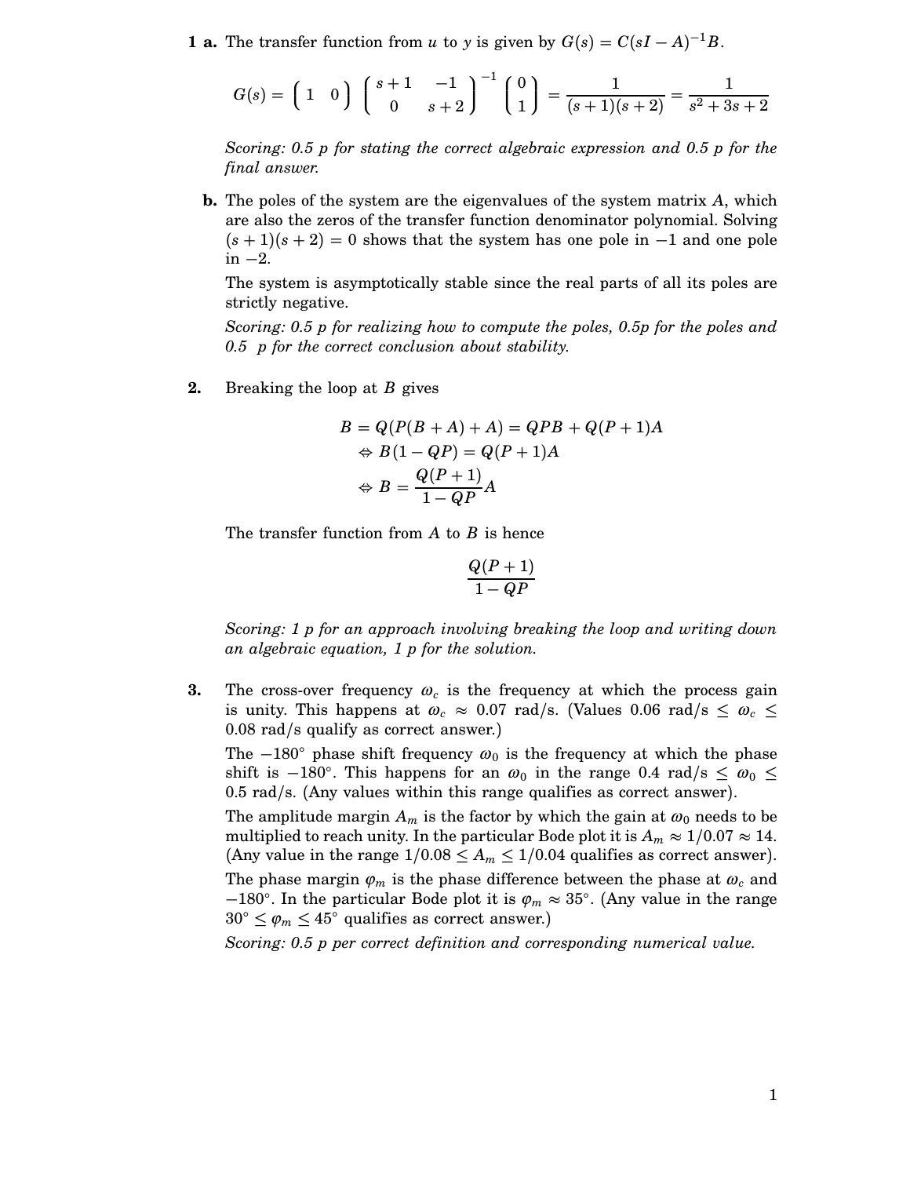**1 a.** The transfer function from $u$ to $y$ is given by $G(s) = C(sI - A)^{-1}B$.

$$G(s) = \begin{pmatrix} 1 & 0 \end{pmatrix} \begin{pmatrix} s+1 & -1 \\ 0 & s+2 \end{pmatrix}^{-1} \begin{pmatrix} 0 \\ 1 \end{pmatrix} = \frac{1}{(s+1)(s+2)} = \frac{1}{s^2 + 3s + 2}$$

*Scoring: 0.5 p for stating the correct algebraic expression and 0.5 p for the final answer.*

**b.** The poles of the system are the eigenvalues of the system matrix $A$, which are also the zeros of the transfer function denominator polynomial. Solving $(s+1)(s+2) = 0$ shows that the system has one pole in $-1$ and one pole in $-2$.

The system is asymptotically stable since the real parts of all its poles are strictly negative.

*Scoring: 0.5 p for realizing how to compute the poles, 0.5p for the poles and 0.5 p for the correct conclusion about stability.*

**2.** Breaking the loop at $B$ gives

$$\begin{aligned} B &= Q(P(B+A) + A) = QPB + Q(P+1)A \\ &\Leftrightarrow B(1 - QP) = Q(P+1)A \\ &\Leftrightarrow B = \frac{Q(P+1)}{1-QP}A \end{aligned}$$

The transfer function from $A$ to $B$ is hence

$$\frac{Q(P+1)}{1-QP}$$

*Scoring: 1 p for an approach involving breaking the loop and writing down an algebraic equation, 1 p for the solution.*

**3.** The cross-over frequency $\omega_c$ is the frequency at which the process gain is unity. This happens at $\omega_c \approx 0.07$ rad/s. (Values $0.06$ rad/s $\leq \omega_c \leq 0.08$ rad/s qualify as correct answer.)

The $-180°$ phase shift frequency $\omega_0$ is the frequency at which the phase shift is $-180°$. This happens for an $\omega_0$ in the range $0.4$ rad/s $\leq \omega_0 \leq 0.5$ rad/s. (Any values within this range qualifies as correct answer).

The amplitude margin $A_m$ is the factor by which the gain at $\omega_0$ needs to be multiplied to reach unity. In the particular Bode plot it is $A_m \approx 1/0.07 \approx 14$. (Any value in the range $1/0.08 \leq A_m \leq 1/0.04$ qualifies as correct answer).

The phase margin $\varphi_m$ is the phase difference between the phase at $\omega_c$ and $-180°$. In the particular Bode plot it is $\varphi_m \approx 35°$. (Any value in the range $30° \leq \varphi_m \leq 45°$ qualifies as correct answer.)

*Scoring: 0.5 p per correct definition and corresponding numerical value.*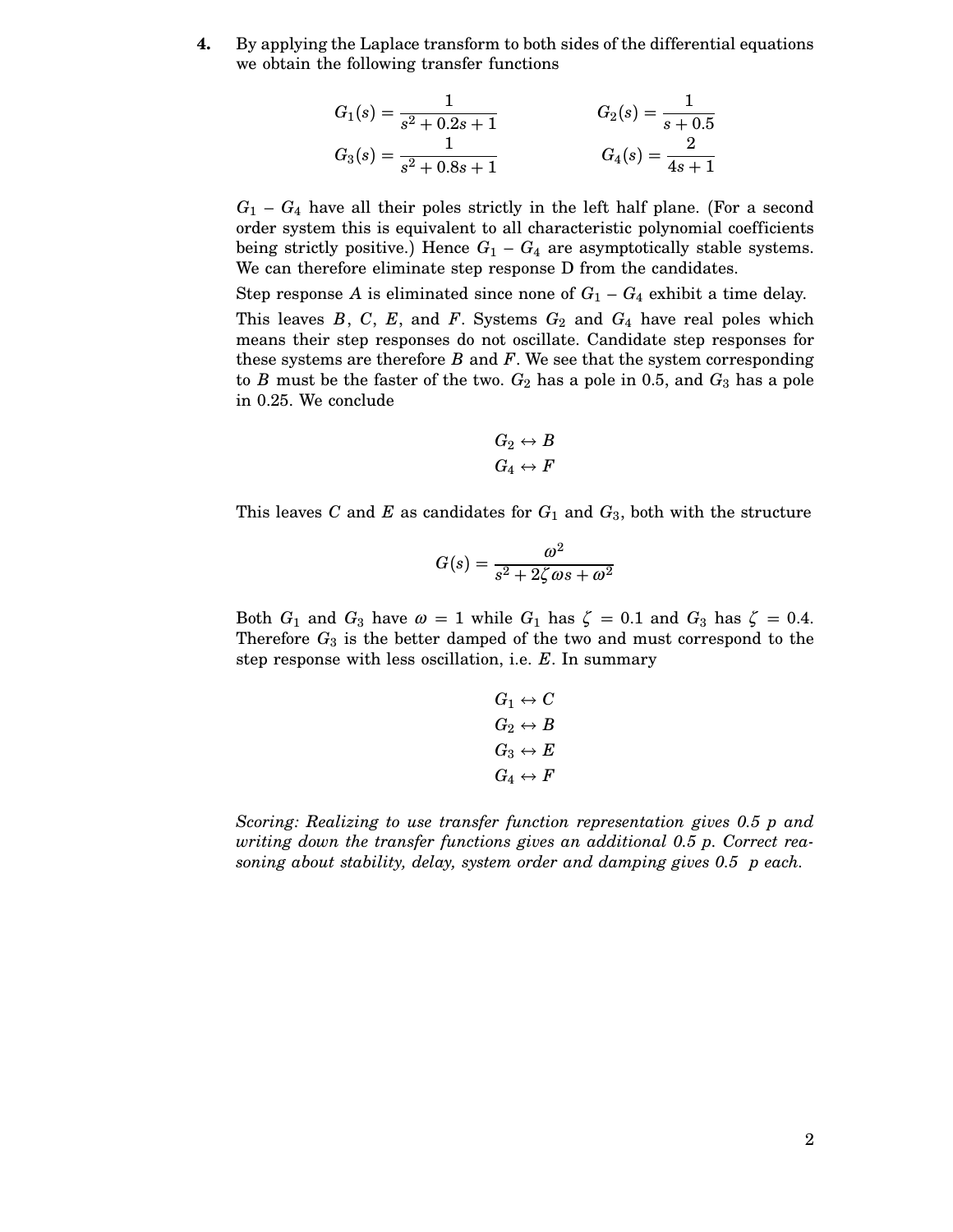**4.** By applying the Laplace transform to both sides of the differential equations we obtain the following transfer functions

$$G_1(s) = \frac{1}{s^2 + 0.2s + 1} \qquad G_2(s) = \frac{1}{s + 0.5}$$

$$G_3(s) = \frac{1}{s^2 + 0.8s + 1} \qquad G_4(s) = \frac{2}{4s + 1}$$

$G_1$ – $G_4$ have all their poles strictly in the left half plane. (For a second order system this is equivalent to all characteristic polynomial coefficients being strictly positive.) Hence $G_1$ – $G_4$ are asymptotically stable systems. We can therefore eliminate step response D from the candidates.

Step response $A$ is eliminated since none of $G_1$ – $G_4$ exhibit a time delay.

This leaves $B$, $C$, $E$, and $F$. Systems $G_2$ and $G_4$ have real poles which means their step responses do not oscillate. Candidate step responses for these systems are therefore $B$ and $F$. We see that the system corresponding to $B$ must be the faster of the two. $G_2$ has a pole in 0.5, and $G_3$ has a pole in 0.25. We conclude

$$G_2 \leftrightarrow B$$
$$G_4 \leftrightarrow F$$

This leaves $C$ and $E$ as candidates for $G_1$ and $G_3$, both with the structure

$$G(s) = \frac{\omega^2}{s^2 + 2\zeta\omega s + \omega^2}$$

Both $G_1$ and $G_3$ have $\omega = 1$ while $G_1$ has $\zeta = 0.1$ and $G_3$ has $\zeta = 0.4$. Therefore $G_3$ is the better damped of the two and must correspond to the step response with less oscillation, i.e. $E$. In summary

$$G_1 \leftrightarrow C$$
$$G_2 \leftrightarrow B$$
$$G_3 \leftrightarrow E$$
$$G_4 \leftrightarrow F$$

*Scoring: Realizing to use transfer function representation gives 0.5 p and writing down the transfer functions gives an additional 0.5 p. Correct reasoning about stability, delay, system order and damping gives 0.5 p each.*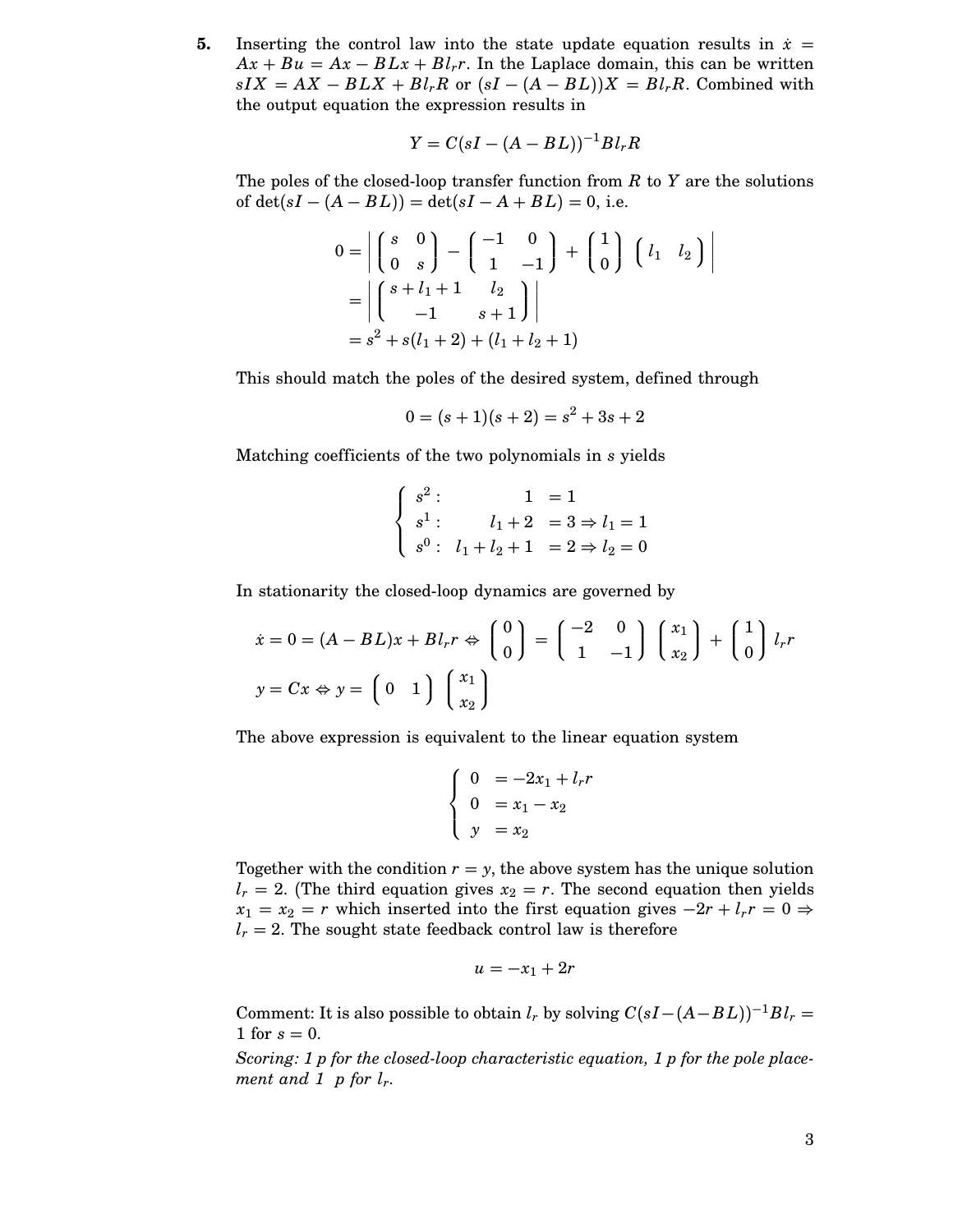**5.** Inserting the control law into the state update equation results in $\dot{x} = Ax + Bu = Ax - BLx + Bl_r r$. In the Laplace domain, this can be written $sIX = AX - BLX + Bl_r R$ or $(sI - (A - BL))X = Bl_r R$. Combined with the output equation the expression results in

$$Y = C(sI - (A - BL))^{-1} B l_r R$$

The poles of the closed-loop transfer function from $R$ to $Y$ are the solutions of $\det(sI - (A - BL)) = \det(sI - A + BL) = 0$, i.e.

$$
\begin{aligned}
0 &= \left| \begin{pmatrix} s & 0 \\ 0 & s \end{pmatrix} - \begin{pmatrix} -1 & 0 \\ 1 & -1 \end{pmatrix} + \begin{pmatrix} 1 \\ 0 \end{pmatrix} \begin{pmatrix} l_1 & l_2 \end{pmatrix} \right| \\
&= \left| \begin{pmatrix} s + l_1 + 1 & l_2 \\ -1 & s + 1 \end{pmatrix} \right| \\
&= s^2 + s(l_1 + 2) + (l_1 + l_2 + 1)
\end{aligned}
$$

This should match the poles of the desired system, defined through

$$0 = (s+1)(s+2) = s^2 + 3s + 2$$

Matching coefficients of the two polynomials in $s$ yields

$$
\begin{cases}
s^2 : & 1 = 1 \\
s^1 : & l_1 + 2 = 3 \Rightarrow l_1 = 1 \\
s^0 : & l_1 + l_2 + 1 = 2 \Rightarrow l_2 = 0
\end{cases}
$$

In stationarity the closed-loop dynamics are governed by

$$
\dot{x} = 0 = (A - BL)x + Bl_r r \Leftrightarrow \begin{pmatrix} 0 \\ 0 \end{pmatrix} = \begin{pmatrix} -2 & 0 \\ 1 & -1 \end{pmatrix} \begin{pmatrix} x_1 \\ x_2 \end{pmatrix} + \begin{pmatrix} 1 \\ 0 \end{pmatrix} l_r r
$$

$$
y = Cx \Leftrightarrow y = \begin{pmatrix} 0 & 1 \end{pmatrix} \begin{pmatrix} x_1 \\ x_2 \end{pmatrix}
$$

The above expression is equivalent to the linear equation system

$$
\begin{cases}
0 = -2x_1 + l_r r \\
0 = x_1 - x_2 \\
y = x_2
\end{cases}
$$

Together with the condition $r = y$, the above system has the unique solution $l_r = 2$. (The third equation gives $x_2 = r$. The second equation then yields $x_1 = x_2 = r$ which inserted into the first equation gives $-2r + l_r r = 0 \Rightarrow l_r = 2$. The sought state feedback control law is therefore

$$u = -x_1 + 2r$$

Comment: It is also possible to obtain $l_r$ by solving $C(sI - (A - BL))^{-1} B l_r = 1$ for $s = 0$.

*Scoring: 1 p for the closed-loop characteristic equation, 1 p for the pole placement and 1 p for $l_r$.*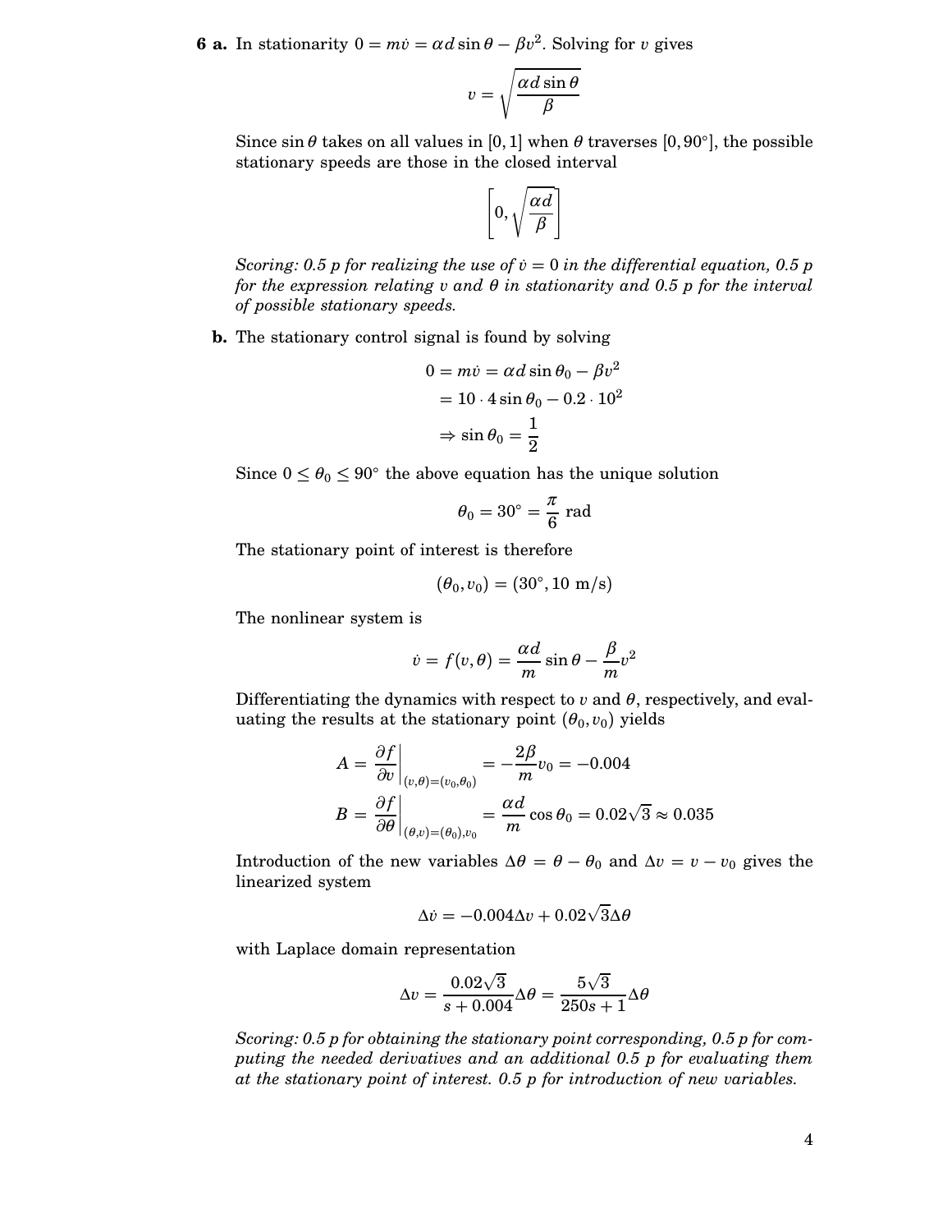**6 a.** In stationarity $0 = m\dot{v} = \alpha d \sin\theta - \beta v^2$. Solving for $v$ gives

$$v = \sqrt{\frac{\alpha d \sin\theta}{\beta}}$$

Since $\sin\theta$ takes on all values in $[0, 1]$ when $\theta$ traverses $[0, 90°]$, the possible stationary speeds are those in the closed interval

$$\left[0, \sqrt{\frac{\alpha d}{\beta}}\right]$$

*Scoring: 0.5 p for realizing the use of $\dot{v} = 0$ in the differential equation, 0.5 p for the expression relating $v$ and $\theta$ in stationarity and 0.5 p for the interval of possible stationary speeds.*

**b.** The stationary control signal is found by solving

$$\begin{aligned} 0 = m\dot{v} &= \alpha d \sin\theta_0 - \beta v^2 \\ &= 10 \cdot 4 \sin\theta_0 - 0.2 \cdot 10^2 \\ &\Rightarrow \sin\theta_0 = \frac{1}{2} \end{aligned}$$

Since $0 \leq \theta_0 \leq 90°$ the above equation has the unique solution

$$\theta_0 = 30° = \frac{\pi}{6} \text{ rad}$$

The stationary point of interest is therefore

$$(\theta_0, v_0) = (30°, 10 \text{ m/s})$$

The nonlinear system is

$$\dot{v} = f(v, \theta) = \frac{\alpha d}{m}\sin\theta - \frac{\beta}{m}v^2$$

Differentiating the dynamics with respect to $v$ and $\theta$, respectively, and evaluating the results at the stationary point $(\theta_0, v_0)$ yields

$$\begin{aligned} A &= \left.\frac{\partial f}{\partial v}\right|_{(v,\theta)=(v_0,\theta_0)} &&= -\frac{2\beta}{m}v_0 = -0.004 \\ B &= \left.\frac{\partial f}{\partial \theta}\right|_{(\theta,v)=(\theta_0),v_0} &&= \frac{\alpha d}{m}\cos\theta_0 = 0.02\sqrt{3} \approx 0.035 \end{aligned}$$

Introduction of the new variables $\Delta\theta = \theta - \theta_0$ and $\Delta v = v - v_0$ gives the linearized system

$$\Delta\dot{v} = -0.004\Delta v + 0.02\sqrt{3}\Delta\theta$$

with Laplace domain representation

$$\Delta v = \frac{0.02\sqrt{3}}{s + 0.004}\Delta\theta = \frac{5\sqrt{3}}{250s + 1}\Delta\theta$$

*Scoring: 0.5 p for obtaining the stationary point corresponding, 0.5 p for computing the needed derivatives and an additional 0.5 p for evaluating them at the stationary point of interest. 0.5 p for introduction of new variables.*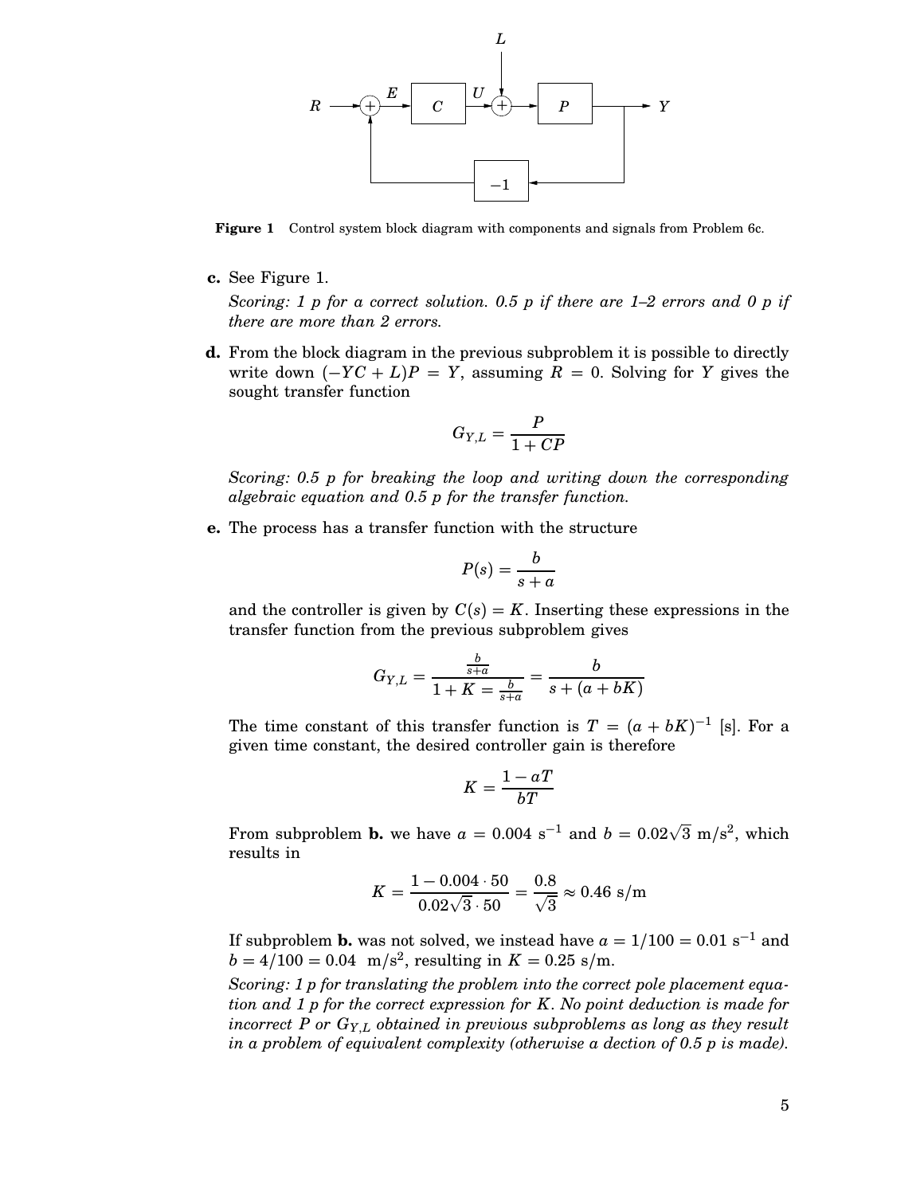**Figure 1** Control system block diagram with components and signals from Problem 6c.

**c.** See Figure 1.

*Scoring: 1 p for a correct solution. 0.5 p if there are 1–2 errors and 0 p if there are more than 2 errors.*

**d.** From the block diagram in the previous subproblem it is possible to directly write down $(-YC + L)P = Y$, assuming $R = 0$. Solving for $Y$ gives the sought transfer function

$$G_{Y,L} = \frac{P}{1 + CP}$$

*Scoring: 0.5 p for breaking the loop and writing down the corresponding algebraic equation and 0.5 p for the transfer function.*

**e.** The process has a transfer function with the structure

$$P(s) = \frac{b}{s + a}$$

and the controller is given by $C(s) = K$. Inserting these expressions in the transfer function from the previous subproblem gives

$$G_{Y,L} = \frac{\frac{b}{s+a}}{1 + K = \frac{b}{s+a}} = \frac{b}{s + (a + bK)}$$

The time constant of this transfer function is $T = (a + bK)^{-1}$ [s]. For a given time constant, the desired controller gain is therefore

$$K = \frac{1 - aT}{bT}$$

From subproblem **b.** we have $a = 0.004$ s$^{-1}$ and $b = 0.02\sqrt{3}$ m/s$^2$, which results in

$$K = \frac{1 - 0.004 \cdot 50}{0.02\sqrt{3} \cdot 50} = \frac{0.8}{\sqrt{3}} \approx 0.46 \text{ s/m}$$

If subproblem **b.** was not solved, we instead have $a = 1/100 = 0.01$ s$^{-1}$ and $b = 4/100 = 0.04$ m/s$^2$, resulting in $K = 0.25$ s/m.

*Scoring: 1 p for translating the problem into the correct pole placement equation and 1 p for the correct expression for K. No point deduction is made for incorrect P or $G_{Y,L}$ obtained in previous subproblems as long as they result in a problem of equivalent complexity (otherwise a dection of 0.5 p is made).*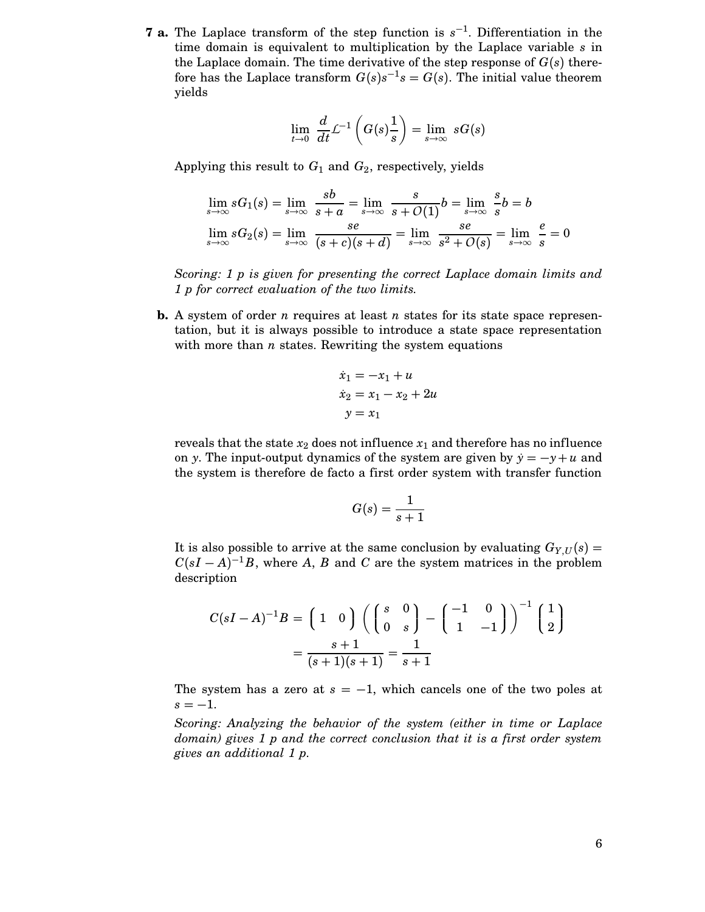**7 a.** The Laplace transform of the step function is $s^{-1}$. Differentiation in the time domain is equivalent to multiplication by the Laplace variable $s$ in the Laplace domain. The time derivative of the step response of $G(s)$ therefore has the Laplace transform $G(s)s^{-1}s = G(s)$. The initial value theorem yields

$$\lim_{t\to 0} \frac{d}{dt}\mathcal{L}^{-1}\left(G(s)\frac{1}{s}\right) = \lim_{s\to\infty} sG(s)$$

Applying this result to $G_1$ and $G_2$, respectively, yields

$$\lim_{s\to\infty} sG_1(s) = \lim_{s\to\infty} \frac{sb}{s+a} = \lim_{s\to\infty} \frac{s}{s+O(1)}b = \lim_{s\to\infty} \frac{s}{s}b = b$$

$$\lim_{s\to\infty} sG_2(s) = \lim_{s\to\infty} \frac{se}{(s+c)(s+d)} = \lim_{s\to\infty} \frac{se}{s^2+O(s)} = \lim_{s\to\infty} \frac{e}{s} = 0$$

*Scoring: 1 p is given for presenting the correct Laplace domain limits and 1 p for correct evaluation of the two limits.*

**b.** A system of order $n$ requires at least $n$ states for its state space representation, but it is always possible to introduce a state space representation with more than $n$ states. Rewriting the system equations

$$\begin{aligned}
\dot{x}_1 &= -x_1 + u \\
\dot{x}_2 &= x_1 - x_2 + 2u \\
y &= x_1
\end{aligned}$$

reveals that the state $x_2$ does not influence $x_1$ and therefore has no influence on $y$. The input-output dynamics of the system are given by $\dot{y} = -y + u$ and the system is therefore de facto a first order system with transfer function

$$G(s) = \frac{1}{s+1}$$

It is also possible to arrive at the same conclusion by evaluating $G_{Y,U}(s) = C(sI - A)^{-1}B$, where $A$, $B$ and $C$ are the system matrices in the problem description

$$\begin{aligned}
C(sI - A)^{-1}B &= \begin{pmatrix} 1 & 0 \end{pmatrix} \left( \begin{pmatrix} s & 0 \\ 0 & s \end{pmatrix} - \begin{pmatrix} -1 & 0 \\ 1 & -1 \end{pmatrix} \right)^{-1} \begin{pmatrix} 1 \\ 2 \end{pmatrix} \\
&= \frac{s+1}{(s+1)(s+1)} = \frac{1}{s+1}
\end{aligned}$$

The system has a zero at $s = -1$, which cancels one of the two poles at $s = -1$.

*Scoring: Analyzing the behavior of the system (either in time or Laplace domain) gives 1 p and the correct conclusion that it is a first order system gives an additional 1 p.*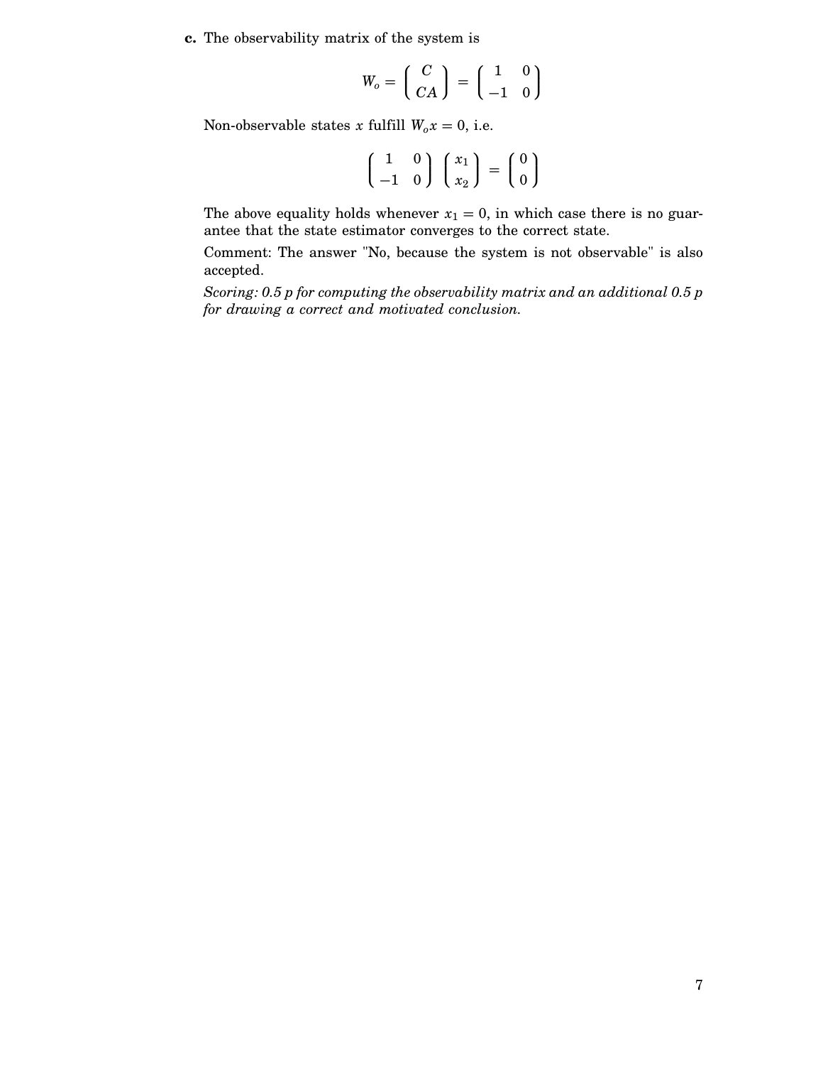**c.** The observability matrix of the system is

$$W_o = \begin{pmatrix} C \\ CA \end{pmatrix} = \begin{pmatrix} 1 & 0 \\ -1 & 0 \end{pmatrix}$$

Non-observable states $x$ fulfill $W_o x = 0$, i.e.

$$\begin{pmatrix} 1 & 0 \\ -1 & 0 \end{pmatrix} \begin{pmatrix} x_1 \\ x_2 \end{pmatrix} = \begin{pmatrix} 0 \\ 0 \end{pmatrix}$$

The above equality holds whenever $x_1 = 0$, in which case there is no guarantee that the state estimator converges to the correct state.

Comment: The answer "No, because the system is not observable" is also accepted.

*Scoring: 0.5 p for computing the observability matrix and an additional 0.5 p for drawing a correct and motivated conclusion.*